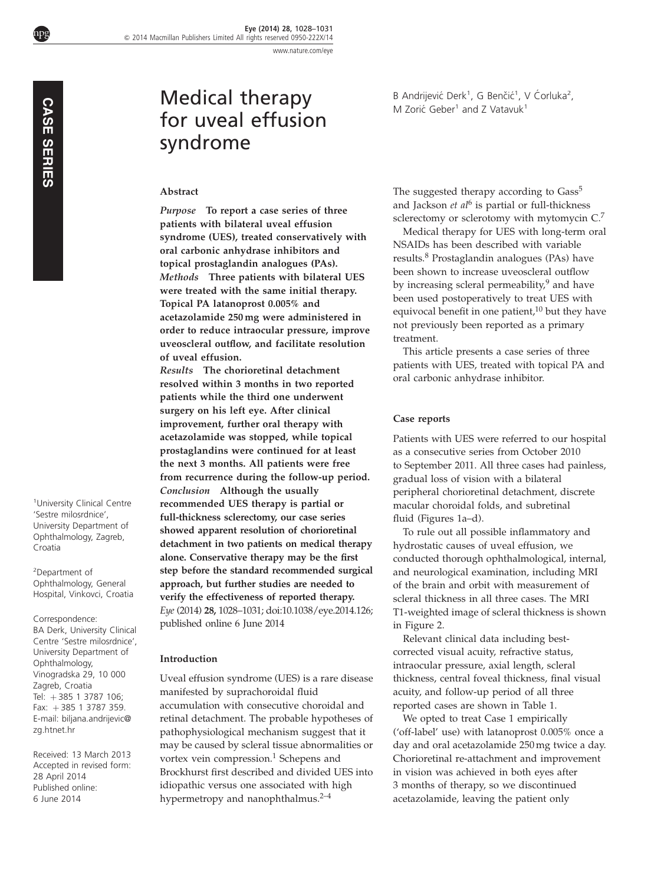CASE SERIES

# Medical therapy for uveal effusion syndrome

B Andrijević Derk[1], G Benčić[1], V Ćorluka[2], M Zorić Geber[1] and Z Vatavuk[1]

[1]University Clinical Centre 'Sestre milosrdnice', University Department of Ophthalmology, Zagreb, Croatia

[2]Department of Ophthalmology, General Hospital, Vinkovci, Croatia

Correspondence: BA Derk, University Clinical Centre 'Sestre milosrdnice', University Department of Ophthalmology, Vinogradska 29, 10 000 Zagreb, Croatia Tel: +385 1 3787 106; Fax: +385 1 3787 359. E-mail: biljana.andrijevic@zg.htnet.hr

Received: 13 March 2013 Accepted in revised form: 28 April 2014 Published online: 6 June 2014

## Abstract

*Purpose* **To report a case series of three patients with bilateral uveal effusion syndrome (UES), treated conservatively with oral carbonic anhydrase inhibitors and topical prostaglandin analogues (PAs).**

*Methods* **Three patients with bilateral UES were treated with the same initial therapy. Topical PA latanoprost 0.005% and acetazolamide 250 mg were administered in order to reduce intraocular pressure, improve uveoscleral outflow, and facilitate resolution of uveal effusion.**

*Results* **The chorioretinal detachment resolved within 3 months in two reported patients while the third one underwent surgery on his left eye. After clinical improvement, further oral therapy with acetazolamide was stopped, while topical prostaglandins were continued for at least the next 3 months. All patients were free from recurrence during the follow-up period.**

*Conclusion* **Although the usually recommended UES therapy is partial or full-thickness sclerectomy, our case series showed apparent resolution of chorioretinal detachment in two patients on medical therapy alone. Conservative therapy may be the first step before the standard recommended surgical approach, but further studies are needed to verify the effectiveness of reported therapy.**

*Eye* (2014) **28,** 1028–1031; doi:10.1038/eye.2014.126; published online 6 June 2014

## Introduction

Uveal effusion syndrome (UES) is a rare disease manifested by suprachoroidal fluid accumulation with consecutive choroidal and retinal detachment. The probable hypotheses of pathophysiological mechanism suggest that it may be caused by scleral tissue abnormalities or vortex vein compression.[1] Schepens and Brockhurst first described and divided UES into idiopathic versus one associated with high hypermetropy and nanophthalmus.[2–4]

The suggested therapy according to Gass[5] and Jackson *et al*[6] is partial or full-thickness sclerectomy or sclerotomy with mytomycin C.[7]

Medical therapy for UES with long-term oral NSAIDs has been described with variable results.[8] Prostaglandin analogues (PAs) have been shown to increase uveoscleral outflow by increasing scleral permeability,[9] and have been used postoperatively to treat UES with equivocal benefit in one patient,[10] but they have not previously been reported as a primary treatment.

This article presents a case series of three patients with UES, treated with topical PA and oral carbonic anhydrase inhibitor.

## Case reports

Patients with UES were referred to our hospital as a consecutive series from October 2010 to September 2011. All three cases had painless, gradual loss of vision with a bilateral peripheral chorioretinal detachment, discrete macular choroidal folds, and subretinal fluid (Figures 1a–d).

To rule out all possible inflammatory and hydrostatic causes of uveal effusion, we conducted thorough ophthalmological, internal, and neurological examination, including MRI of the brain and orbit with measurement of scleral thickness in all three cases. The MRI T1-weighted image of scleral thickness is shown in Figure 2.

Relevant clinical data including best-corrected visual acuity, refractive status, intraocular pressure, axial length, scleral thickness, central foveal thickness, final visual acuity, and follow-up period of all three reported cases are shown in Table 1.

We opted to treat Case 1 empirically ('off-label' use) with latanoprost 0.005% once a day and oral acetazolamide 250 mg twice a day. Chorioretinal re-attachment and improvement in vision was achieved in both eyes after 3 months of therapy, so we discontinued acetazolamide, leaving the patient only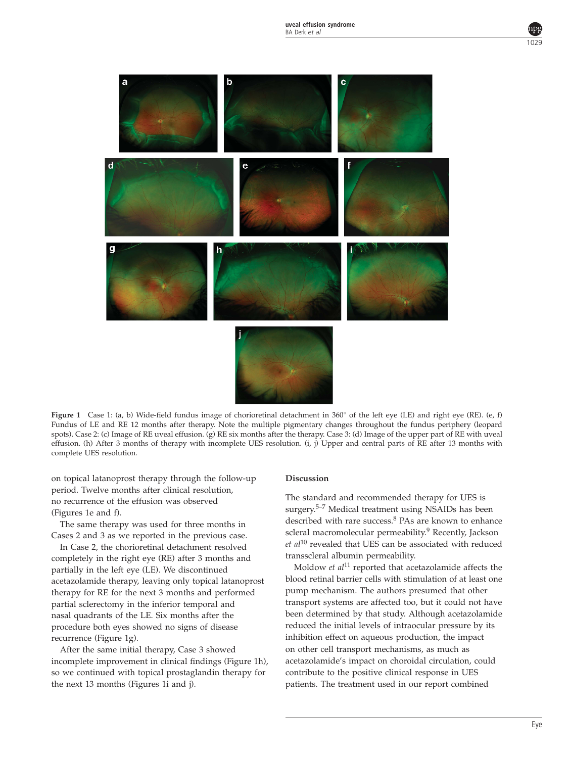Figure 1 Case 1: (a, b) Wide-field fundus image of chorioretinal detachment in 360° of the left eye (LE) and right eye (RE). (e, f) Fundus of LE and RE 12 months after therapy. Note the multiple pigmentary changes throughout the fundus periphery (leopard spots). Case 2: (c) Image of RE uveal effusion. (g) RE six months after the therapy. Case 3: (d) Image of the upper part of RE with uveal effusion. (h) After 3 months of therapy with incomplete UES resolution. (i, j) Upper and central parts of RE after 13 months with complete UES resolution.

on topical latanoprost therapy through the follow-up period. Twelve months after clinical resolution, no recurrence of the effusion was observed (Figures 1e and f).

The same therapy was used for three months in Cases 2 and 3 as we reported in the previous case.

In Case 2, the chorioretinal detachment resolved completely in the right eye (RE) after 3 months and partially in the left eye (LE). We discontinued acetazolamide therapy, leaving only topical latanoprost therapy for RE for the next 3 months and performed partial sclerectomy in the inferior temporal and nasal quadrants of the LE. Six months after the procedure both eyes showed no signs of disease recurrence (Figure 1g).

After the same initial therapy, Case 3 showed incomplete improvement in clinical findings (Figure 1h), so we continued with topical prostaglandin therapy for the next 13 months (Figures 1i and j).

## Discussion

The standard and recommended therapy for UES is surgery.[5–7] Medical treatment using NSAIDs has been described with rare success.[8] PAs are known to enhance scleral macromolecular permeability.[9] Recently, Jackson *et al*[10] revealed that UES can be associated with reduced transscleral albumin permeability.

Moldow *et al*[11] reported that acetazolamide affects the blood retinal barrier cells with stimulation of at least one pump mechanism. The authors presumed that other transport systems are affected too, but it could not have been determined by that study. Although acetazolamide reduced the initial levels of intraocular pressure by its inhibition effect on aqueous production, the impact on other cell transport mechanisms, as much as acetazolamide's impact on choroidal circulation, could contribute to the positive clinical response in UES patients. The treatment used in our report combined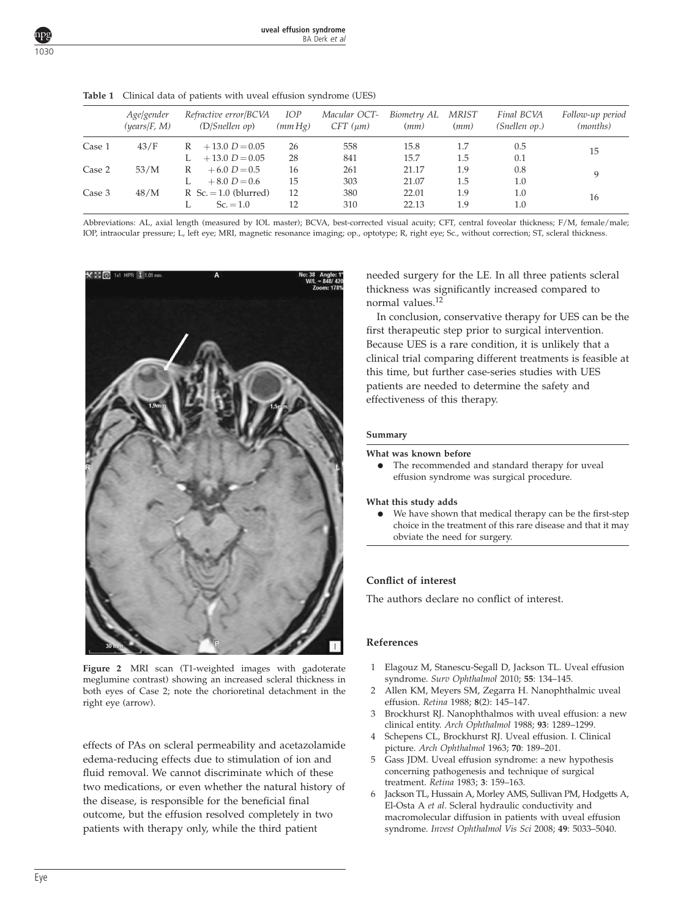**Table 1** Clinical data of patients with uveal effusion syndrome (UES)

| | *Age/gender (years/F, M)* | *Refractive error/BCVA (D/Snellen op)* | *IOP (mm Hg)* | *Macular OCT-CFT (μm)* | *Biometry AL (mm)* | *MRIST (mm)* | *Final BCVA (Snellen op.)* | *Follow-up period (months)* |
|---|---|---|---|---|---|---|---|---|
| Case 1 | 43/F | R +13.0 D = 0.05 | 26 | 558 | 15.8 | 1.7 | 0.5 | 15 |
| | | L +13.0 D = 0.05 | 28 | 841 | 15.7 | 1.5 | 0.1 | |
| Case 2 | 53/M | R +6.0 D = 0.5 | 16 | 261 | 21.17 | 1.9 | 0.8 | 9 |
| | | L +8.0 D = 0.6 | 15 | 303 | 21.07 | 1.5 | 1.0 | |
| Case 3 | 48/M | R Sc. = 1.0 (blurred) | 12 | 380 | 22.01 | 1.9 | 1.0 | 16 |
| | | L Sc. = 1.0 | 12 | 310 | 22.13 | 1.9 | 1.0 | |

Abbreviations: AL, axial length (measured by IOL master); BCVA, best-corrected visual acuity; CFT, central foveolar thickness; F/M, female/male; IOP, intraocular pressure; L, left eye; MRI, magnetic resonance imaging; op., optotype; R, right eye; Sc., without correction; ST, scleral thickness.

**Figure 2** MRI scan (T1-weighted images with gadoterate meglumine contrast) showing an increased scleral thickness in both eyes of Case 2; note the chorioretinal detachment in the right eye (arrow).

effects of PAs on scleral permeability and acetazolamide edema-reducing effects due to stimulation of ion and fluid removal. We cannot discriminate which of these two medications, or even whether the natural history of the disease, is responsible for the beneficial final outcome, but the effusion resolved completely in two patients with therapy only, while the third patient needed surgery for the LE. In all three patients scleral thickness was significantly increased compared to normal values.[12]

In conclusion, conservative therapy for UES can be the first therapeutic step prior to surgical intervention. Because UES is a rare condition, it is unlikely that a clinical trial comparing different treatments is feasible at this time, but further case-series studies with UES patients are needed to determine the safety and effectiveness of this therapy.

### Summary

**What was known before**

- The recommended and standard therapy for uveal effusion syndrome was surgical procedure.

**What this study adds**

- We have shown that medical therapy can be the first-step choice in the treatment of this rare disease and that it may obviate the need for surgery.

### Conflict of interest

The authors declare no conflict of interest.

### References

1. Elagouz M, Stanescu-Segall D, Jackson TL. Uveal effusion syndrome. *Surv Ophthalmol* 2010; **55**: 134–145.
2. Allen KM, Meyers SM, Zegarra H. Nanophthalmic uveal effusion. *Retina* 1988; **8**(2): 145–147.
3. Brockhurst RJ. Nanophthalmos with uveal effusion: a new clinical entity. *Arch Ophthalmol* 1988; **93**: 1289–1299.
4. Schepens CL, Brockhurst RJ. Uveal effusion. I. Clinical picture. *Arch Ophthalmol* 1963; **70**: 189–201.
5. Gass JDM. Uveal effusion syndrome: a new hypothesis concerning pathogenesis and technique of surgical treatment. *Retina* 1983; **3**: 159–163.
6. Jackson TL, Hussain A, Morley AMS, Sullivan PM, Hodgetts A, El-Osta A *et al*. Scleral hydraulic conductivity and macromolecular diffusion in patients with uveal effusion syndrome. *Invest Ophthalmol Vis Sci* 2008; **49**: 5033–5040.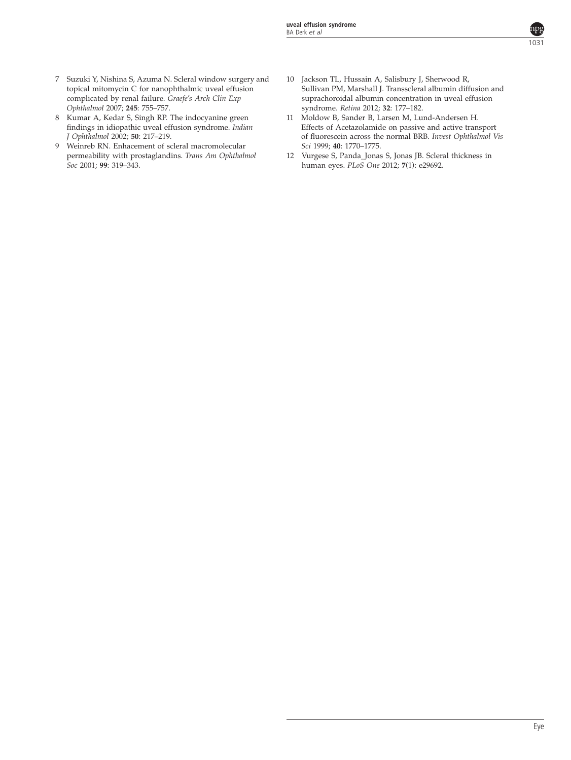7 Suzuki Y, Nishina S, Azuma N. Scleral window surgery and topical mitomycin C for nanophthalmic uveal effusion complicated by renal failure. *Graefe's Arch Clin Exp Ophthalmol* 2007; **245**: 755–757.

8 Kumar A, Kedar S, Singh RP. The indocyanine green findings in idiopathic uveal effusion syndrome. *Indian J Ophthalmol* 2002; **50**: 217–219.

9 Weinreb RN. Enhancement of scleral macromolecular permeability with prostaglandins. *Trans Am Ophthalmol Soc* 2001; **99**: 319–343.

10 Jackson TL, Hussain A, Salisbury J, Sherwood R, Sullivan PM, Marshall J. Transscleral albumin diffusion and suprachoroidal albumin concentration in uveal effusion syndrome. *Retina* 2012; **32**: 177–182.

11 Moldow B, Sander B, Larsen M, Lund-Andersen H. Effects of Acetazolamide on passive and active transport of fluorescein across the normal BRB. *Invest Ophthalmol Vis Sci* 1999; **40**: 1770–1775.

12 Vurgese S, Panda_Jonas S, Jonas JB. Scleral thickness in human eyes. *PLoS One* 2012; **7**(1): e29692.